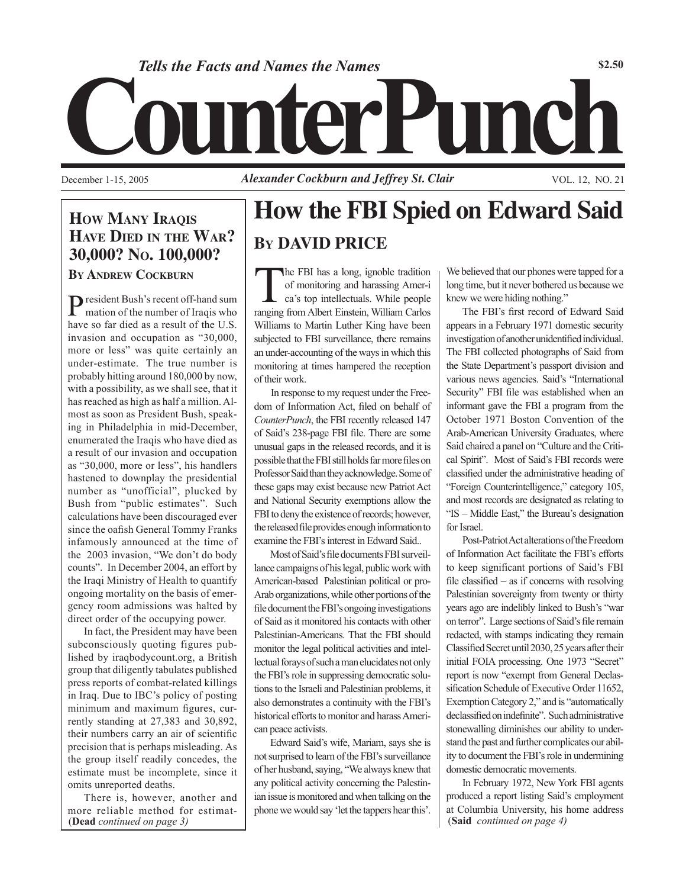*Tells the Facts and Names the Names*

**$2.50**

# CounterPunch

December 1-15, 2005 — ***Alexander Cockburn and Jeffrey St. Clair*** — VOL. 12, NO. 21

## How Many Iraqis Have Died in the War? 30,000? No. 100,000?

### By Andrew Cockburn

President Bush's recent off-hand summation of the number of Iraqis who have so far died as a result of the U.S. invasion and occupation as "30,000, more or less" was quite certainly an under-estimate. The true number is probably hitting around 180,000 by now, with a possibility, as we shall see, that it has reached as high as half a million. Almost as soon as President Bush, speaking in Philadelphia in mid-December, enumerated the Iraqis who have died as a result of our invasion and occupation as "30,000, more or less", his handlers hastened to downplay the presidential number as "unofficial", plucked by Bush from "public estimates". Such calculations have been discouraged ever since the oafish General Tommy Franks infamously announced at the time of the 2003 invasion, "We don't do body counts". In December 2004, an effort by the Iraqi Ministry of Health to quantify ongoing mortality on the basis of emergency room admissions was halted by direct order of the occupying power.

In fact, the President may have been subconsciously quoting figures published by iraqbodycount.org, a British group that diligently tabulates published press reports of combat-related killings in Iraq. Due to IBC's policy of posting minimum and maximum figures, currently standing at 27,383 and 30,892, their numbers carry an air of scientific precision that is perhaps misleading. As the group itself readily concedes, the estimate must be incomplete, since it omits unreported deaths.

There is, however, another and more reliable method for estimat-

(**Dead** *continued on page 3)*

# How the FBI Spied on Edward Said

## By DAVID PRICE

The FBI has a long, ignoble tradition of monitoring and harassing America's top intellectuals. While people ranging from Albert Einstein, William Carlos Williams to Martin Luther King have been subjected to FBI surveillance, there remains an under-accounting of the ways in which this monitoring at times hampered the reception of their work.

In response to my request under the Freedom of Information Act, filed on behalf of *CounterPunch*, the FBI recently released 147 of Said's 238-page FBI file. There are some unusual gaps in the released records, and it is possible that the FBI still holds far more files on Professor Said than they acknowledge. Some of these gaps may exist because new Patriot Act and National Security exemptions allow the FBI to deny the existence of records; however, the released file provides enough information to examine the FBI's interest in Edward Said..

Most of Said's file documents FBI surveillance campaigns of his legal, public work with American-based Palestinian political or pro-Arab organizations, while other portions of the file document the FBI's ongoing investigations of Said as it monitored his contacts with other Palestinian-Americans. That the FBI should monitor the legal political activities and intellectual forays of such a man elucidates not only the FBI's role in suppressing democratic solutions to the Israeli and Palestinian problems, it also demonstrates a continuity with the FBI's historical efforts to monitor and harass American peace activists.

Edward Said's wife, Mariam, says she is not surprised to learn of the FBI's surveillance of her husband, saying, "We always knew that any political activity concerning the Palestinian issue is monitored and when talking on the phone we would say 'let the tappers hear this'. We believed that our phones were tapped for a long time, but it never bothered us because we knew we were hiding nothing."

The FBI's first record of Edward Said appears in a February 1971 domestic security investigation of another unidentified individual. The FBI collected photographs of Said from the State Department's passport division and various news agencies. Said's "International Security" FBI file was established when an informant gave the FBI a program from the October 1971 Boston Convention of the Arab-American University Graduates, where Said chaired a panel on "Culture and the Critical Spirit". Most of Said's FBI records were classified under the administrative heading of "Foreign Counterintelligence," category 105, and most records are designated as relating to "IS – Middle East," the Bureau's designation for Israel.

Post-Patriot Act alterations of the Freedom of Information Act facilitate the FBI's efforts to keep significant portions of Said's FBI file classified – as if concerns with resolving Palestinian sovereignty from twenty or thirty years ago are indelibly linked to Bush's "war on terror". Large sections of Said's file remain redacted, with stamps indicating they remain Classified Secret until 2030, 25 years after their initial FOIA processing. One 1973 "Secret" report is now "exempt from General Declassification Schedule of Executive Order 11652, Exemption Category 2," and is "automatically declassified on indefinite". Such administrative stonewalling diminishes our ability to understand the past and further complicates our ability to document the FBI's role in undermining domestic democratic movements.

In February 1972, New York FBI agents produced a report listing Said's employment at Columbia University, his home address

(**Said** *continued on page 4)*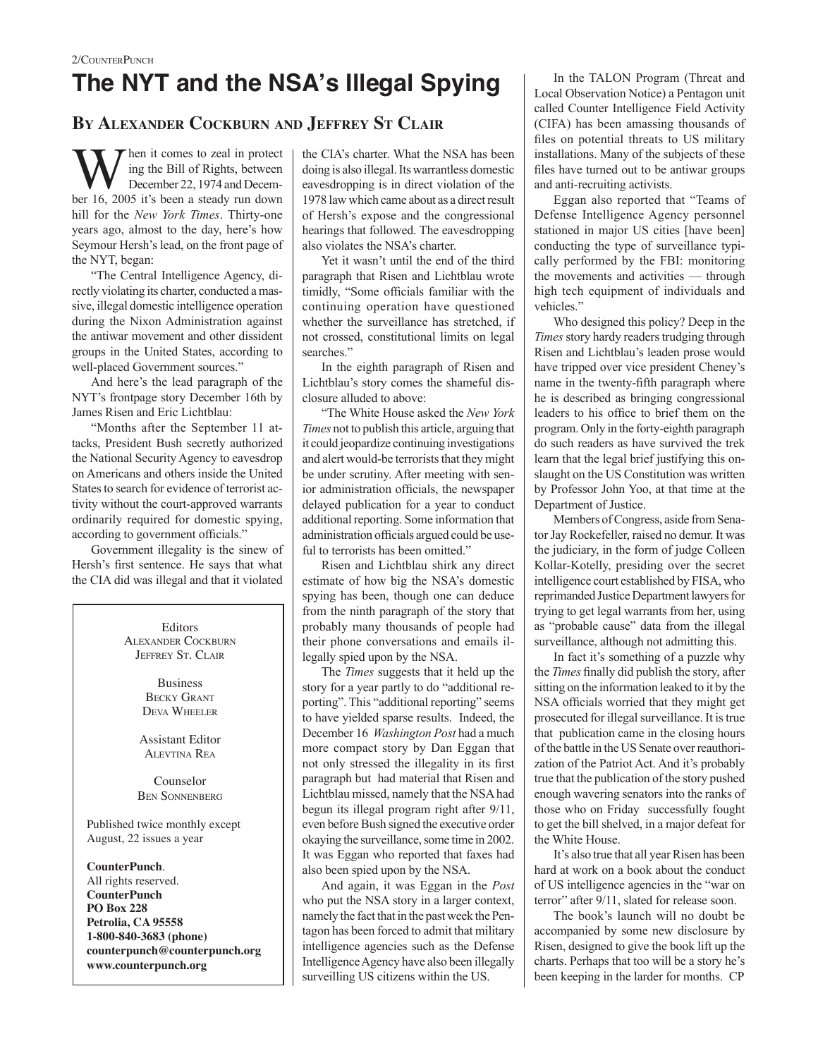# The NYT and the NSA's Illegal Spying

## By Alexander Cockburn and Jeffrey St Clair

When it comes to zeal in protecting the Bill of Rights, between December 22, 1974 and December 16, 2005 it's been a steady run down hill for the *New York Times*. Thirty-one years ago, almost to the day, here's how Seymour Hersh's lead, on the front page of the NYT, began:

"The Central Intelligence Agency, directly violating its charter, conducted a massive, illegal domestic intelligence operation during the Nixon Administration against the antiwar movement and other dissident groups in the United States, according to well-placed Government sources."

And here's the lead paragraph of the NYT's frontpage story December 16th by James Risen and Eric Lichtblau:

"Months after the September 11 attacks, President Bush secretly authorized the National Security Agency to eavesdrop on Americans and others inside the United States to search for evidence of terrorist activity without the court-approved warrants ordinarily required for domestic spying, according to government officials."

Government illegality is the sinew of Hersh's first sentence. He says that what the CIA did was illegal and that it violated the CIA's charter. What the NSA has been doing is also illegal. Its warrantless domestic eavesdropping is in direct violation of the 1978 law which came about as a direct result of Hersh's expose and the congressional hearings that followed. The eavesdropping also violates the NSA's charter.

Yet it wasn't until the end of the third paragraph that Risen and Lichtblau wrote timidly, "Some officials familiar with the continuing operation have questioned whether the surveillance has stretched, if not crossed, constitutional limits on legal searches."

In the eighth paragraph of Risen and Lichtblau's story comes the shameful disclosure alluded to above:

"The White House asked the *New York Times* not to publish this article, arguing that it could jeopardize continuing investigations and alert would-be terrorists that they might be under scrutiny. After meeting with senior administration officials, the newspaper delayed publication for a year to conduct additional reporting. Some information that administration officials argued could be useful to terrorists has been omitted."

Risen and Lichtblau shirk any direct estimate of how big the NSA's domestic spying has been, though one can deduce from the ninth paragraph of the story that probably many thousands of people had their phone conversations and emails illegally spied upon by the NSA.

The *Times* suggests that it held up the story for a year partly to do "additional reporting". This "additional reporting" seems to have yielded sparse results. Indeed, the December 16 *Washington Post* had a much more compact story by Dan Eggan that not only stressed the illegality in its first paragraph but had material that Risen and Lichtblau missed, namely that the NSA had begun its illegal program right after 9/11, even before Bush signed the executive order okaying the surveillance, some time in 2002. It was Eggan who reported that faxes had also been spied upon by the NSA.

And again, it was Eggan in the *Post* who put the NSA story in a larger context, namely the fact that in the past week the Pentagon has been forced to admit that military intelligence agencies such as the Defense Intelligence Agency have also been illegally surveilling US citizens within the US.

In the TALON Program (Threat and Local Observation Notice) a Pentagon unit called Counter Intelligence Field Activity (CIFA) has been amassing thousands of files on potential threats to US military installations. Many of the subjects of these files have turned out to be antiwar groups and anti-recruiting activists.

Eggan also reported that "Teams of Defense Intelligence Agency personnel stationed in major US cities [have been] conducting the type of surveillance typically performed by the FBI: monitoring the movements and activities — through high tech equipment of individuals and vehicles."

Who designed this policy? Deep in the *Times* story hardy readers trudging through Risen and Lichtblau's leaden prose would have tripped over vice president Cheney's name in the twenty-fifth paragraph where he is described as bringing congressional leaders to his office to brief them on the program. Only in the forty-eighth paragraph do such readers as have survived the trek learn that the legal brief justifying this onslaught on the US Constitution was written by Professor John Yoo, at that time at the Department of Justice.

Members of Congress, aside from Senator Jay Rockefeller, raised no demur. It was the judiciary, in the form of judge Colleen Kollar-Kotelly, presiding over the secret intelligence court established by FISA, who reprimanded Justice Department lawyers for trying to get legal warrants from her, using as "probable cause" data from the illegal surveillance, although not admitting this.

In fact it's something of a puzzle why the *Times* finally did publish the story, after sitting on the information leaked to it by the NSA officials worried that they might get prosecuted for illegal surveillance. It is true that publication came in the closing hours of the battle in the US Senate over reauthorization of the Patriot Act. And it's probably true that the publication of the story pushed enough wavering senators into the ranks of those who on Friday successfully fought to get the bill shelved, in a major defeat for the White House.

It's also true that all year Risen has been hard at work on a book about the conduct of US intelligence agencies in the "war on terror" after 9/11, slated for release soon.

The book's launch will no doubt be accompanied by some new disclosure by Risen, designed to give the book lift up the charts. Perhaps that too will be a story he's been keeping in the larder for months. CP

---

Editors
Alexander Cockburn
Jeffrey St. Clair

Business
Becky Grant
Deva Wheeler

Assistant Editor
Alevtina Rea

Counselor
Ben Sonnenberg

Published twice monthly except August, 22 issues a year

**CounterPunch**.
All rights reserved.
**CounterPunch**
**PO Box 228**
**Petrolia, CA 95558**
**1-800-840-3683 (phone)**
**counterpunch@counterpunch.org**
**www.counterpunch.org**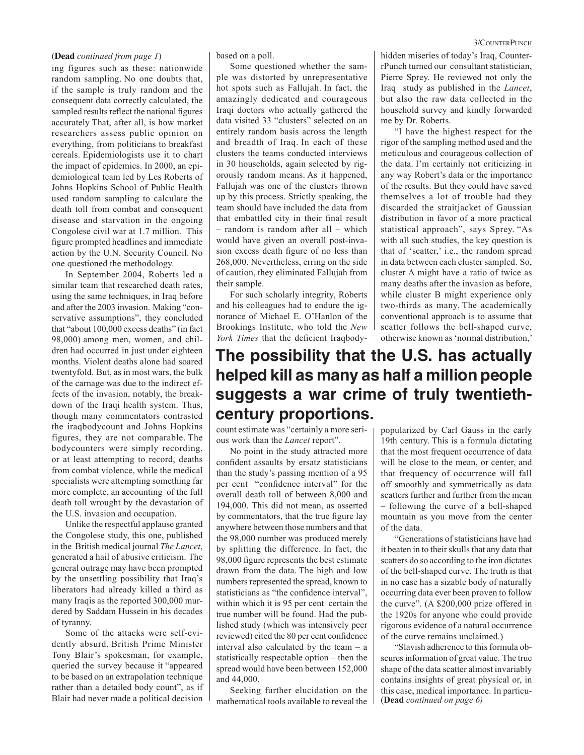(**Dead** *continued from page 1*)

ing figures such as these: nationwide random sampling. No one doubts that, if the sample is truly random and the consequent data correctly calculated, the sampled results reflect the national figures accurately That, after all, is how market researchers assess public opinion on everything, from politicians to breakfast cereals. Epidemiologists use it to chart the impact of epidemics. In 2000, an epidemiological team led by Les Roberts of Johns Hopkins School of Public Health used random sampling to calculate the death toll from combat and consequent disease and starvation in the ongoing Congolese civil war at 1.7 million. This figure prompted headlines and immediate action by the U.N. Security Council. No one questioned the methodology.

In September 2004, Roberts led a similar team that researched death rates, using the same techniques, in Iraq before and after the 2003 invasion. Making "conservative assumptions", they concluded that "about 100,000 excess deaths" (in fact 98,000) among men, women, and children had occurred in just under eighteen months. Violent deaths alone had soared twentyfold. But, as in most wars, the bulk of the carnage was due to the indirect effects of the invasion, notably, the breakdown of the Iraqi health system. Thus, though many commentators contrasted the iraqbodycount and Johns Hopkins figures, they are not comparable. The bodycounters were simply recording, or at least attempting to record, deaths from combat violence, while the medical specialists were attempting something far more complete, an accounting of the full death toll wrought by the devastation of the U.S. invasion and occupation.

Unlike the respectful applause granted the Congolese study, this one, published in the British medical journal *The Lancet*, generated a hail of abusive criticism. The general outrage may have been prompted by the unsettling possibility that Iraq's liberators had already killed a third as many Iraqis as the reported 300,000 murdered by Saddam Hussein in his decades of tyranny.

Some of the attacks were self-evidently absurd. British Prime Minister Tony Blair's spokesman, for example, queried the survey because it "appeared to be based on an extrapolation technique rather than a detailed body count", as if Blair had never made a political decision based on a poll.

Some questioned whether the sample was distorted by unrepresentative hot spots such as Fallujah. In fact, the amazingly dedicated and courageous Iraqi doctors who actually gathered the data visited 33 "clusters" selected on an entirely random basis across the length and breadth of Iraq. In each of these clusters the teams conducted interviews in 30 households, again selected by rigorously random means. As it happened, Fallujah was one of the clusters thrown up by this process. Strictly speaking, the team should have included the data from that embattled city in their final result – random is random after all – which would have given an overall post-invasion excess death figure of no less than 268,000. Nevertheless, erring on the side of caution, they eliminated Fallujah from their sample.

For such scholarly integrity, Roberts and his colleagues had to endure the ignorance of Michael E. O'Hanlon of the Brookings Institute, who told the *New York Times* that the deficient Iraqbodycount estimate was "certainly a more serious work than the *Lancet* report".

**The possibility that the U.S. has actually helped kill as many as half a million people suggests a war crime of truly twentieth-century proportions.**

No point in the study attracted more confident assaults by ersatz statisticians than the study's passing mention of a 95 per cent "confidence interval" for the overall death toll of between 8,000 and 194,000. This did not mean, as asserted by commentators, that the true figure lay anywhere between those numbers and that the 98,000 number was produced merely by splitting the difference. In fact, the 98,000 figure represents the best estimate drawn from the data. The high and low numbers represented the spread, known to statisticians as "the confidence interval", within which it is 95 per cent certain the true number will be found. Had the published study (which was intensively peer reviewed) cited the 80 per cent confidence interval also calculated by the team – a statistically respectable option – then the spread would have been between 152,000 and 44,000.

Seeking further elucidation on the mathematical tools available to reveal the hidden miseries of today's Iraq, CounterPunch turned our consultant statistician, Pierre Sprey. He reviewed not only the Iraq study as published in the *Lancet*, but also the raw data collected in the household survey and kindly forwarded me by Dr. Roberts.

"I have the highest respect for the rigor of the sampling method used and the meticulous and courageous collection of the data. I'm certainly not criticizing in any way Robert's data or the importance of the results. But they could have saved themselves a lot of trouble had they discarded the straitjacket of Gaussian distribution in favor of a more practical statistical approach", says Sprey. "As with all such studies, the key question is that of 'scatter,' i.e., the random spread in data between each cluster sampled. So, cluster A might have a ratio of twice as many deaths after the invasion as before, while cluster B might experience only two-thirds as many. The academically conventional approach is to assume that scatter follows the bell-shaped curve, otherwise known as 'normal distribution,' popularized by Carl Gauss in the early 19th century. This is a formula dictating that the most frequent occurrence of data will be close to the mean, or center, and that frequency of occurrence will fall off smoothly and symmetrically as data scatters further and further from the mean – following the curve of a bell-shaped mountain as you move from the center of the data.

"Generations of statisticians have had it beaten in to their skulls that any data that scatters do so according to the iron dictates of the bell-shaped curve. The truth is that in no case has a sizable body of naturally occurring data ever been proven to follow the curve". (A $200,000 prize offered in the 1920s for anyone who could provide rigorous evidence of a natural occurrence of the curve remains unclaimed.)

"Slavish adherence to this formula obscures information of great value. The true shape of the data scatter almost invariably contains insights of great physical or, in this case, medical importance. In particu-

(**Dead** *continued on page 6)*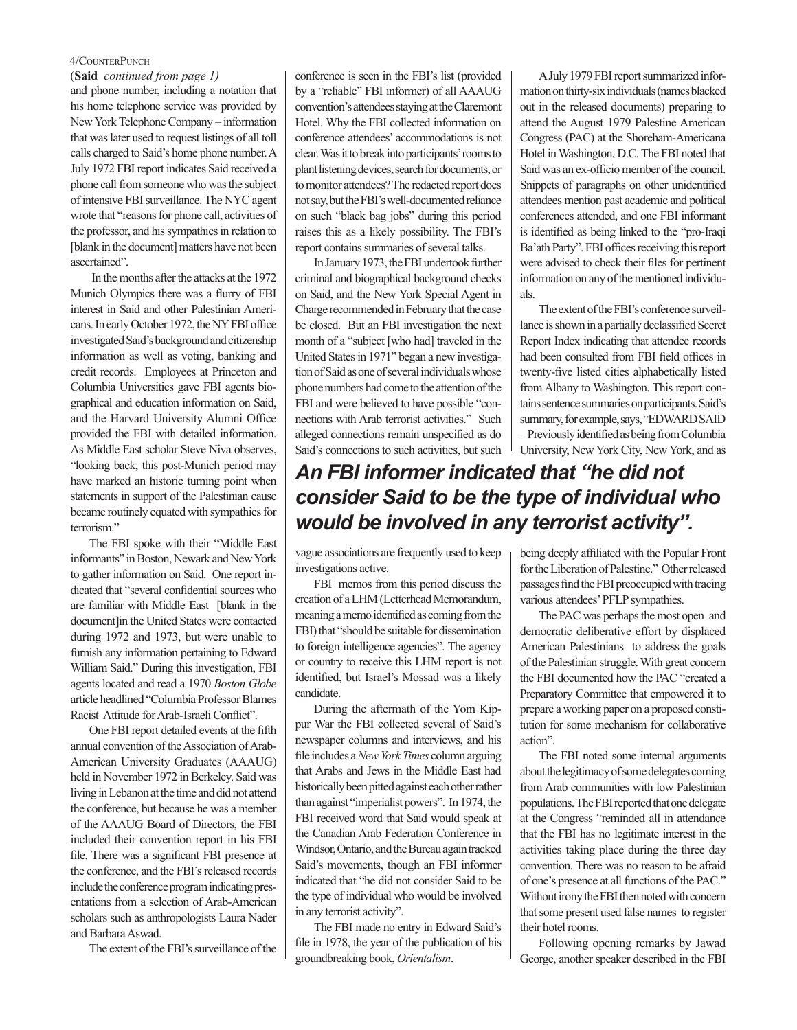(**Said** *continued from page 1*)

and phone number, including a notation that his home telephone service was provided by New York Telephone Company – information that was later used to request listings of all toll calls charged to Said's home phone number. A July 1972 FBI report indicates Said received a phone call from someone who was the subject of intensive FBI surveillance. The NYC agent wrote that "reasons for phone call, activities of the professor, and his sympathies in relation to [blank in the document] matters have not been ascertained".

In the months after the attacks at the 1972 Munich Olympics there was a flurry of FBI interest in Said and other Palestinian Americans. In early October 1972, the NY FBI office investigated Said's background and citizenship information as well as voting, banking and credit records. Employees at Princeton and Columbia Universities gave FBI agents biographical and education information on Said, and the Harvard University Alumni Office provided the FBI with detailed information. As Middle East scholar Steve Niva observes, "looking back, this post-Munich period may have marked an historic turning point when statements in support of the Palestinian cause became routinely equated with sympathies for terrorism."

The FBI spoke with their "Middle East informants" in Boston, Newark and New York to gather information on Said. One report indicated that "several confidential sources who are familiar with Middle East [blank in the document]in the United States were contacted during 1972 and 1973, but were unable to furnish any information pertaining to Edward William Said." During this investigation, FBI agents located and read a 1970 *Boston Globe* article headlined "Columbia Professor Blames Racist Attitude for Arab-Israeli Conflict".

One FBI report detailed events at the fifth annual convention of the Association of Arab-American University Graduates (AAAUG) held in November 1972 in Berkeley. Said was living in Lebanon at the time and did not attend the conference, but because he was a member of the AAAUG Board of Directors, the FBI included their convention report in his FBI file. There was a significant FBI presence at the conference, and the FBI's released records include the conference program indicating presentations from a selection of Arab-American scholars such as anthropologists Laura Nader and Barbara Aswad.

The extent of the FBI's surveillance of the conference is seen in the FBI's list (provided by a "reliable" FBI informer) of all AAAUG convention's attendees staying at the Claremont Hotel. Why the FBI collected information on conference attendees' accommodations is not clear. Was it to break into participants' rooms to plant listening devices, search for documents, or to monitor attendees? The redacted report does not say, but the FBI's well-documented reliance on such "black bag jobs" during this period raises this as a likely possibility. The FBI's report contains summaries of several talks.

In January 1973, the FBI undertook further criminal and biographical background checks on Said, and the New York Special Agent in Charge recommended in February that the case be closed. But an FBI investigation the next month of a "subject [who had] traveled in the United States in 1971" began a new investigation of Said as one of several individuals whose phone numbers had come to the attention of the FBI and were believed to have possible "connections with Arab terrorist activities." Such alleged connections remain unspecified as do Said's connections to such activities, but such vague associations are frequently used to keep investigations active.

FBI memos from this period discuss the creation of a LHM (Letterhead Memorandum, meaning a memo identified as coming from the FBI) that "should be suitable for dissemination to foreign intelligence agencies". The agency or country to receive this LHM report is not identified, but Israel's Mossad was a likely candidate.

During the aftermath of the Yom Kippur War the FBI collected several of Said's newspaper columns and interviews, and his file includes a *New York Times* column arguing that Arabs and Jews in the Middle East had historically been pitted against each other rather than against "imperialist powers". In 1974, the FBI received word that Said would speak at the Canadian Arab Federation Conference in Windsor, Ontario, and the Bureau again tracked Said's movements, though an FBI informer indicated that "he did not consider Said to be the type of individual who would be involved in any terrorist activity".

The FBI made no entry in Edward Said's file in 1978, the year of the publication of his groundbreaking book, *Orientalism*.

A July 1979 FBI report summarized information on thirty-six individuals (names blacked out in the released documents) preparing to attend the August 1979 Palestine American Congress (PAC) at the Shoreham-Americana Hotel in Washington, D.C. The FBI noted that Said was an ex-officio member of the council. Snippets of paragraphs on other unidentified attendees mention past academic and political conferences attended, and one FBI informant is identified as being linked to the "pro-Iraqi Ba'ath Party". FBI offices receiving this report were advised to check their files for pertinent information on any of the mentioned individuals.

The extent of the FBI's conference surveillance is shown in a partially declassified Secret Report Index indicating that attendee records had been consulted from FBI field offices in twenty-five listed cities alphabetically listed from Albany to Washington. This report contains sentence summaries on participants. Said's summary, for example, says, "EDWARD SAID – Previously identified as being from Columbia University, New York City, New York, and as being deeply affiliated with the Popular Front for the Liberation of Palestine." Other released passages find the FBI preoccupied with tracing various attendees' PFLP sympathies.

**_An FBI informer indicated that "he did not consider Said to be the type of individual who would be involved in any terrorist activity"._**

The PAC was perhaps the most open and democratic deliberative effort by displaced American Palestinians to address the goals of the Palestinian struggle. With great concern the FBI documented how the PAC "created a Preparatory Committee that empowered it to prepare a working paper on a proposed constitution for some mechanism for collaborative action".

The FBI noted some internal arguments about the legitimacy of some delegates coming from Arab communities with low Palestinian populations. The FBI reported that one delegate at the Congress "reminded all in attendance that the FBI has no legitimate interest in the activities taking place during the three day convention. There was no reason to be afraid of one's presence at all functions of the PAC." Without irony the FBI then noted with concern that some present used false names to register their hotel rooms.

Following opening remarks by Jawad George, another speaker described in the FBI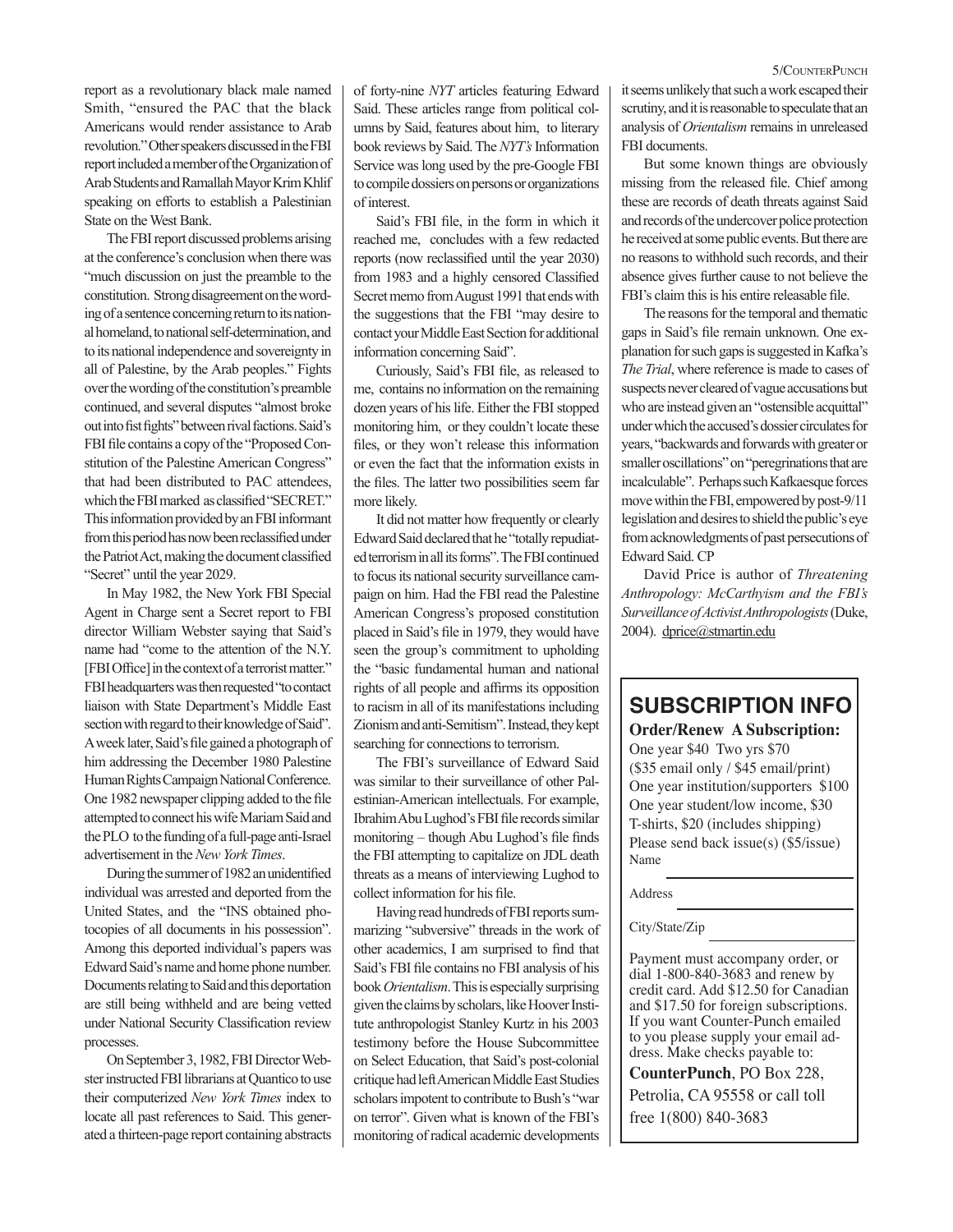report as a revolutionary black male named Smith, "ensured the PAC that the black Americans would render assistance to Arab revolution." Other speakers discussed in the FBI report included a member of the Organization of Arab Students and Ramallah Mayor Krim Khlif speaking on efforts to establish a Palestinian State on the West Bank.

The FBI report discussed problems arising at the conference's conclusion when there was "much discussion on just the preamble to the constitution. Strong disagreement on the wording of a sentence concerning return to its national homeland, to national self-determination, and to its national independence and sovereignty in all of Palestine, by the Arab peoples." Fights over the wording of the constitution's preamble continued, and several disputes "almost broke out into fist fights" between rival factions. Said's FBI file contains a copy of the "Proposed Constitution of the Palestine American Congress" that had been distributed to PAC attendees, which the FBI marked as classified "SECRET." This information provided by an FBI informant from this period has now been reclassified under the Patriot Act, making the document classified "Secret" until the year 2029.

In May 1982, the New York FBI Special Agent in Charge sent a Secret report to FBI director William Webster saying that Said's name had "come to the attention of the N.Y. [FBI Office] in the context of a terrorist matter." FBI headquarters was then requested "to contact liaison with State Department's Middle East section with regard to their knowledge of Said". A week later, Said's file gained a photograph of him addressing the December 1980 Palestine Human Rights Campaign National Conference. One 1982 newspaper clipping added to the file attempted to connect his wife Mariam Said and the PLO to the funding of a full-page anti-Israel advertisement in the *New York Times*.

During the summer of 1982 an unidentified individual was arrested and deported from the United States, and the "INS obtained photocopies of all documents in his possession". Among this deported individual's papers was Edward Said's name and home phone number. Documents relating to Said and this deportation are still being withheld and are being vetted under National Security Classification review processes.

On September 3, 1982, FBI Director Webster instructed FBI librarians at Quantico to use their computerized *New York Times* index to locate all past references to Said. This generated a thirteen-page report containing abstracts of forty-nine *NYT* articles featuring Edward Said. These articles range from political columns by Said, features about him, to literary book reviews by Said. The *NYT's* Information Service was long used by the pre-Google FBI to compile dossiers on persons or organizations of interest.

Said's FBI file, in the form in which it reached me, concludes with a few redacted reports (now reclassified until the year 2030) from 1983 and a highly censored Classified Secret memo from August 1991 that ends with the suggestions that the FBI "may desire to contact your Middle East Section for additional information concerning Said".

Curiously, Said's FBI file, as released to me, contains no information on the remaining dozen years of his life. Either the FBI stopped monitoring him, or they couldn't locate these files, or they won't release this information or even the fact that the information exists in the files. The latter two possibilities seem far more likely.

It did not matter how frequently or clearly Edward Said declared that he "totally repudiated terrorism in all its forms". The FBI continued to focus its national security surveillance campaign on him. Had the FBI read the Palestine American Congress's proposed constitution placed in Said's file in 1979, they would have seen the group's commitment to upholding the "basic fundamental human and national rights of all people and affirms its opposition to racism in all of its manifestations including Zionism and anti-Semitism". Instead, they kept searching for connections to terrorism.

The FBI's surveillance of Edward Said was similar to their surveillance of other Palestinian-American intellectuals. For example, Ibrahim Abu Lughod's FBI file records similar monitoring – though Abu Lughod's file finds the FBI attempting to capitalize on JDL death threats as a means of interviewing Lughod to collect information for his file.

Having read hundreds of FBI reports summarizing "subversive" threads in the work of other academics, I am surprised to find that Said's FBI file contains no FBI analysis of his book *Orientalism*. This is especially surprising given the claims by scholars, like Hoover Institute anthropologist Stanley Kurtz in his 2003 testimony before the House Subcommittee on Select Education, that Said's post-colonial critique had left American Middle East Studies scholars impotent to contribute to Bush's "war on terror". Given what is known of the FBI's monitoring of radical academic developments it seems unlikely that such a work escaped their scrutiny, and it is reasonable to speculate that an analysis of *Orientalism* remains in unreleased FBI documents.

But some known things are obviously missing from the released file. Chief among these are records of death threats against Said and records of the undercover police protection he received at some public events. But there are no reasons to withhold such records, and their absence gives further cause to not believe the FBI's claim this is his entire releasable file.

The reasons for the temporal and thematic gaps in Said's file remain unknown. One explanation for such gaps is suggested in Kafka's *The Trial*, where reference is made to cases of suspects never cleared of vague accusations but who are instead given an "ostensible acquittal" under which the accused's dossier circulates for years, "backwards and forwards with greater or smaller oscillations" on "peregrinations that are incalculable". Perhaps such Kafkaesque forces move within the FBI, empowered by post-9/11 legislation and desires to shield the public's eye from acknowledgments of past persecutions of Edward Said. CP

David Price is author of *Threatening Anthropology: McCarthyism and the FBI's Surveillance of Activist Anthropologists* (Duke, 2004). dprice@stmartin.edu

## SUBSCRIPTION INFO

**Order/Renew A Subscription:**

One year $40 Two yrs $70
($35 email only / $45 email/print)
One year institution/supporters $100
One year student/low income, $30
T-shirts, $20 (includes shipping)
Please send back issue(s) ($5/issue)

Name

Address

City/State/Zip

Payment must accompany order, or dial 1-800-840-3683 and renew by credit card. Add $12.50 for Canadian and $17.50 for foreign subscriptions. If you want Counter-Punch emailed to you please supply your email address. Make checks payable to:

**CounterPunch**, PO Box 228, Petrolia, CA 95558 or call toll free 1(800) 840-3683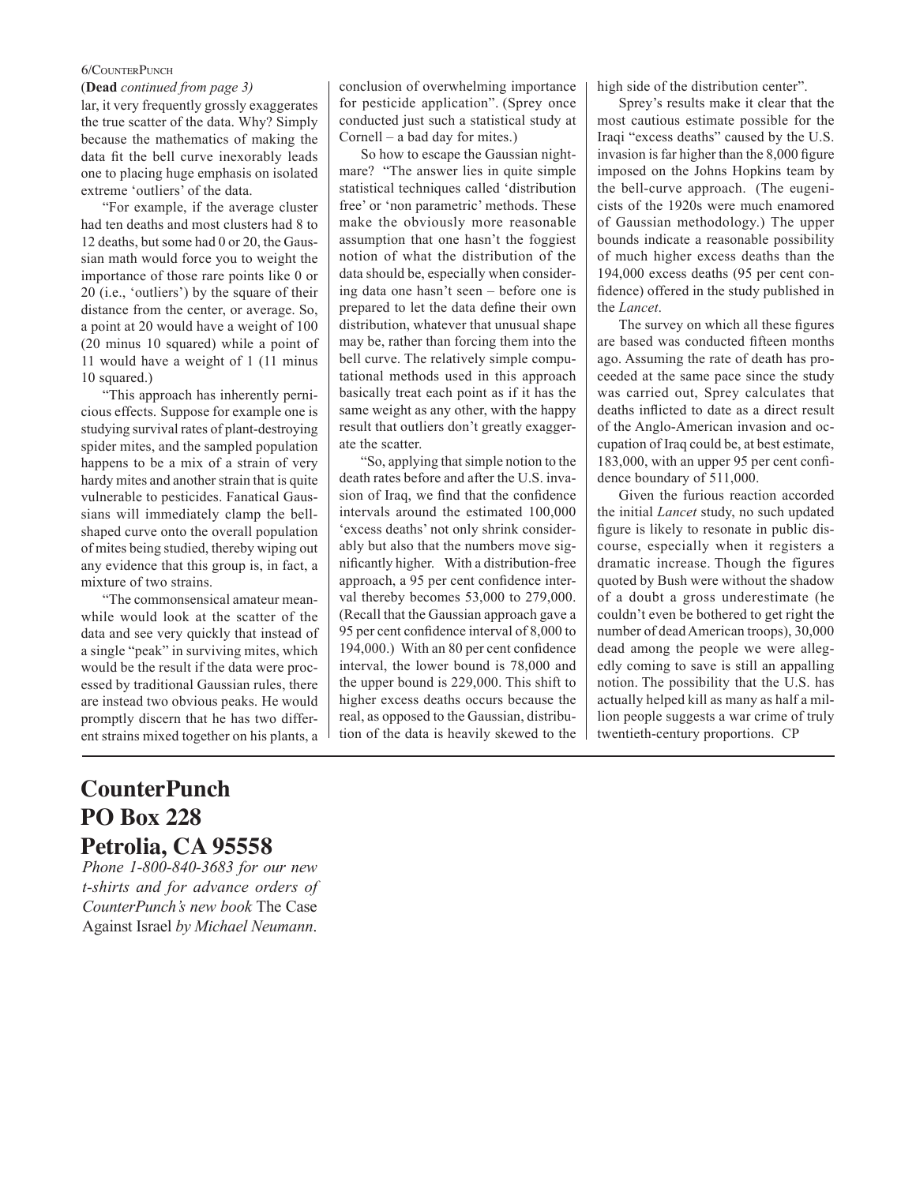(**Dead** *continued from page 3)*

lar, it very frequently grossly exaggerates the true scatter of the data. Why? Simply because the mathematics of making the data fit the bell curve inexorably leads one to placing huge emphasis on isolated extreme 'outliers' of the data.

"For example, if the average cluster had ten deaths and most clusters had 8 to 12 deaths, but some had 0 or 20, the Gaussian math would force you to weight the importance of those rare points like 0 or 20 (i.e., 'outliers') by the square of their distance from the center, or average. So, a point at 20 would have a weight of 100 (20 minus 10 squared) while a point of 11 would have a weight of 1 (11 minus 10 squared.)

"This approach has inherently pernicious effects. Suppose for example one is studying survival rates of plant-destroying spider mites, and the sampled population happens to be a mix of a strain of very hardy mites and another strain that is quite vulnerable to pesticides. Fanatical Gaussians will immediately clamp the bell-shaped curve onto the overall population of mites being studied, thereby wiping out any evidence that this group is, in fact, a mixture of two strains.

"The commonsensical amateur meanwhile would look at the scatter of the data and see very quickly that instead of a single "peak" in surviving mites, which would be the result if the data were processed by traditional Gaussian rules, there are instead two obvious peaks. He would promptly discern that he has two different strains mixed together on his plants, a conclusion of overwhelming importance for pesticide application". (Sprey once conducted just such a statistical study at Cornell – a bad day for mites.)

So how to escape the Gaussian nightmare? "The answer lies in quite simple statistical techniques called 'distribution free' or 'non parametric' methods. These make the obviously more reasonable assumption that one hasn't the foggiest notion of what the distribution of the data should be, especially when considering data one hasn't seen – before one is prepared to let the data define their own distribution, whatever that unusual shape may be, rather than forcing them into the bell curve. The relatively simple computational methods used in this approach basically treat each point as if it has the same weight as any other, with the happy result that outliers don't greatly exaggerate the scatter.

"So, applying that simple notion to the death rates before and after the U.S. invasion of Iraq, we find that the confidence intervals around the estimated 100,000 'excess deaths' not only shrink considerably but also that the numbers move significantly higher. With a distribution-free approach, a 95 per cent confidence interval thereby becomes 53,000 to 279,000. (Recall that the Gaussian approach gave a 95 per cent confidence interval of 8,000 to 194,000.) With an 80 per cent confidence interval, the lower bound is 78,000 and the upper bound is 229,000. This shift to higher excess deaths occurs because the real, as opposed to the Gaussian, distribution of the data is heavily skewed to the high side of the distribution center".

Sprey's results make it clear that the most cautious estimate possible for the Iraqi "excess deaths" caused by the U.S. invasion is far higher than the 8,000 figure imposed on the Johns Hopkins team by the bell-curve approach. (The eugenicists of the 1920s were much enamored of Gaussian methodology.) The upper bounds indicate a reasonable possibility of much higher excess deaths than the 194,000 excess deaths (95 per cent confidence) offered in the study published in the *Lancet*.

The survey on which all these figures are based was conducted fifteen months ago. Assuming the rate of death has proceeded at the same pace since the study was carried out, Sprey calculates that deaths inflicted to date as a direct result of the Anglo-American invasion and occupation of Iraq could be, at best estimate, 183,000, with an upper 95 per cent confidence boundary of 511,000.

Given the furious reaction accorded the initial *Lancet* study, no such updated figure is likely to resonate in public discourse, especially when it registers a dramatic increase. Though the figures quoted by Bush were without the shadow of a doubt a gross underestimate (he couldn't even be bothered to get right the number of dead American troops), 30,000 dead among the people we were allegedly coming to save is still an appalling notion. The possibility that the U.S. has actually helped kill as many as half a million people suggests a war crime of truly twentieth-century proportions. CP

**CounterPunch**
**PO Box 228**
**Petrolia, CA 95558**

*Phone 1-800-840-3683 for our new t-shirts and for advance orders of CounterPunch's new book* The Case Against Israel *by Michael Neumann*.